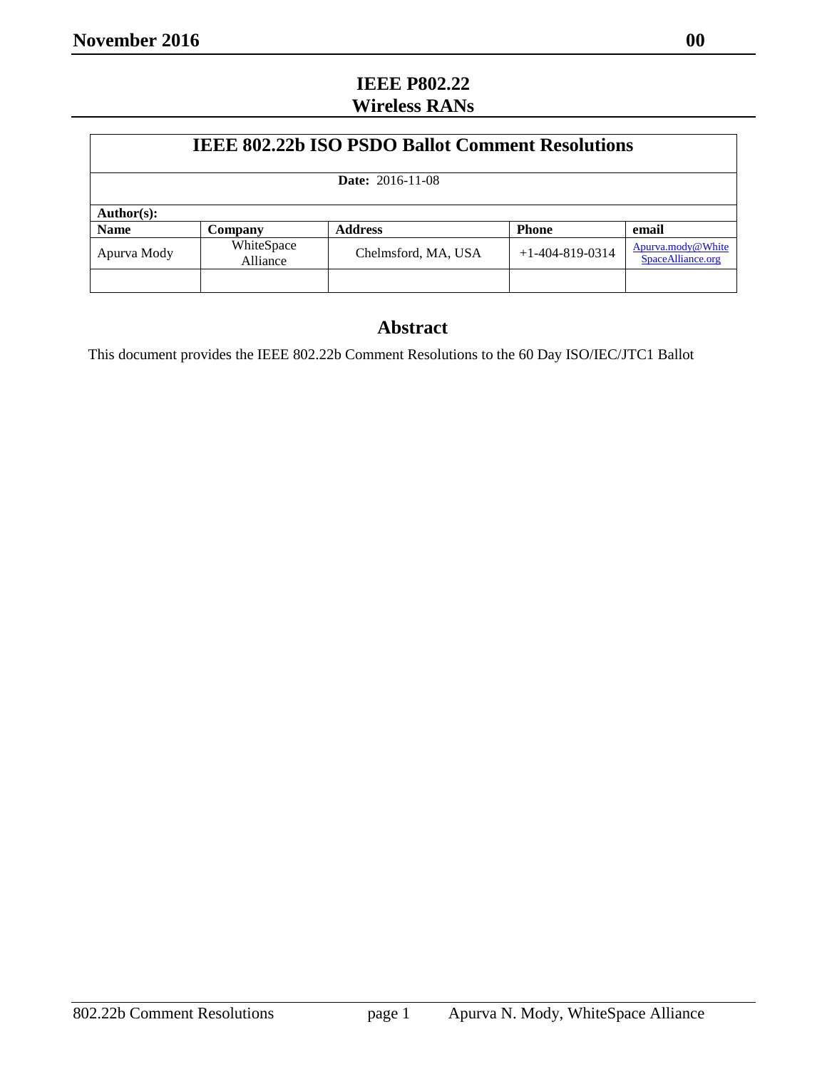# IEEE P802.22
# Wireless RANs

## IEEE 802.22b ISO PSDO Ballot Comment Resolutions

**Date:** 2016-11-08

**Author(s):**

| Name | Company | Address | Phone | email |
|---|---|---|---|---|
| Apurva Mody | WhiteSpace Alliance | Chelmsford, MA, USA | +1-404-819-0314 | Apurva.mody@WhiteSpaceAlliance.org |
| | | | | |

## Abstract

This document provides the IEEE 802.22b Comment Resolutions to the 60 Day ISO/IEC/JTC1 Ballot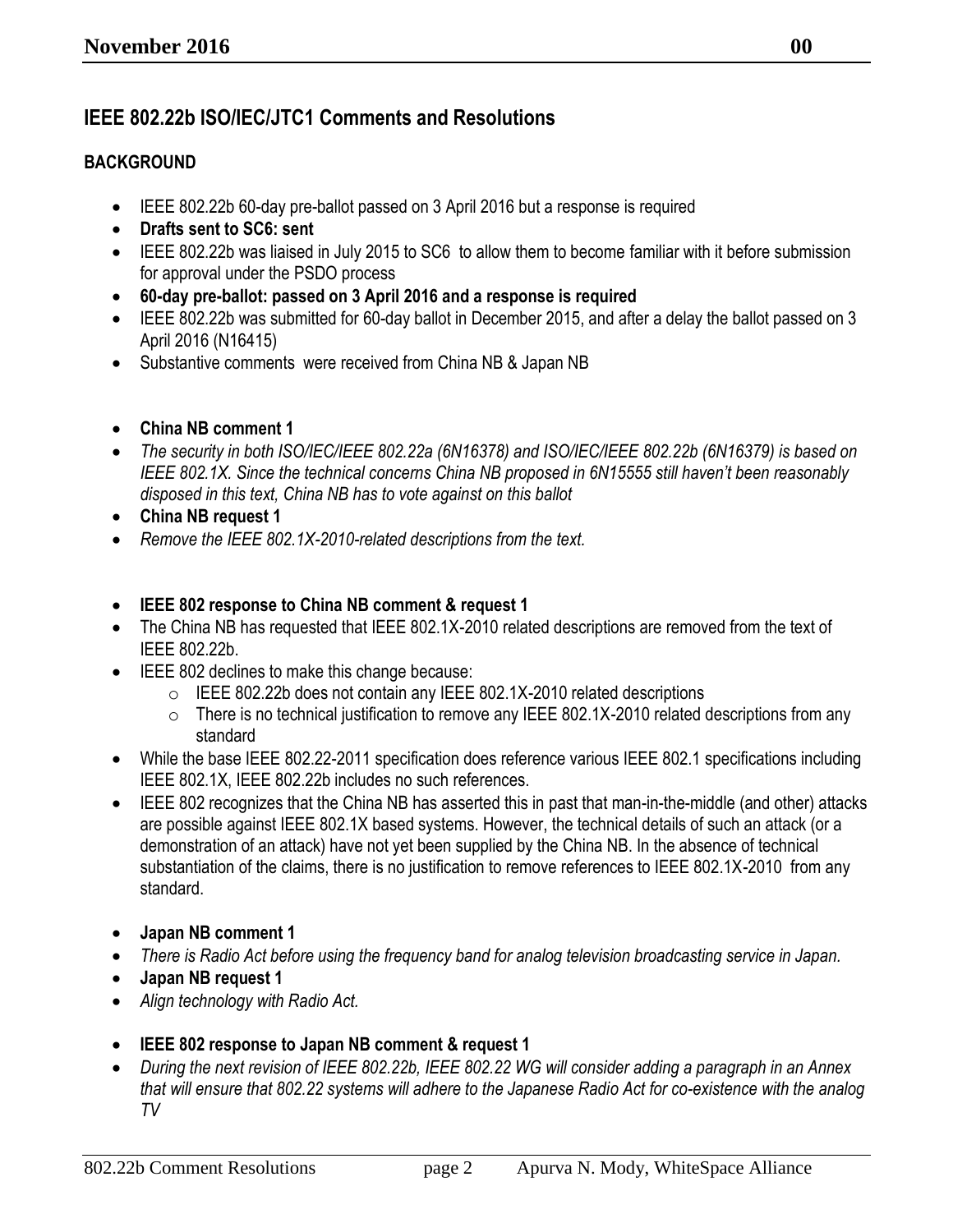## IEEE 802.22b ISO/IEC/JTC1 Comments and Resolutions

### BACKGROUND

- IEEE 802.22b 60-day pre-ballot passed on 3 April 2016 but a response is required
- **Drafts sent to SC6: sent**
- IEEE 802.22b was liaised in July 2015 to SC6 to allow them to become familiar with it before submission for approval under the PSDO process
- **60-day pre-ballot: passed on 3 April 2016 and a response is required**
- IEEE 802.22b was submitted for 60-day ballot in December 2015, and after a delay the ballot passed on 3 April 2016 (N16415)
- Substantive comments were received from China NB & Japan NB

- **China NB comment 1**
- *The security in both ISO/IEC/IEEE 802.22a (6N16378) and ISO/IEC/IEEE 802.22b (6N16379) is based on IEEE 802.1X. Since the technical concerns China NB proposed in 6N15555 still haven't been reasonably disposed in this text, China NB has to vote against on this ballot*
- **China NB request 1**
- *Remove the IEEE 802.1X-2010-related descriptions from the text.*

- **IEEE 802 response to China NB comment & request 1**
- The China NB has requested that IEEE 802.1X-2010 related descriptions are removed from the text of IEEE 802.22b.
- IEEE 802 declines to make this change because:
  - IEEE 802.22b does not contain any IEEE 802.1X-2010 related descriptions
  - There is no technical justification to remove any IEEE 802.1X-2010 related descriptions from any standard
- While the base IEEE 802.22-2011 specification does reference various IEEE 802.1 specifications including IEEE 802.1X, IEEE 802.22b includes no such references.
- IEEE 802 recognizes that the China NB has asserted this in past that man-in-the-middle (and other) attacks are possible against IEEE 802.1X based systems. However, the technical details of such an attack (or a demonstration of an attack) have not yet been supplied by the China NB. In the absence of technical substantiation of the claims, there is no justification to remove references to IEEE 802.1X-2010 from any standard.

- **Japan NB comment 1**
- *There is Radio Act before using the frequency band for analog television broadcasting service in Japan.*
- **Japan NB request 1**
- *Align technology with Radio Act.*

- **IEEE 802 response to Japan NB comment & request 1**
- *During the next revision of IEEE 802.22b, IEEE 802.22 WG will consider adding a paragraph in an Annex that will ensure that 802.22 systems will adhere to the Japanese Radio Act for co-existence with the analog TV*